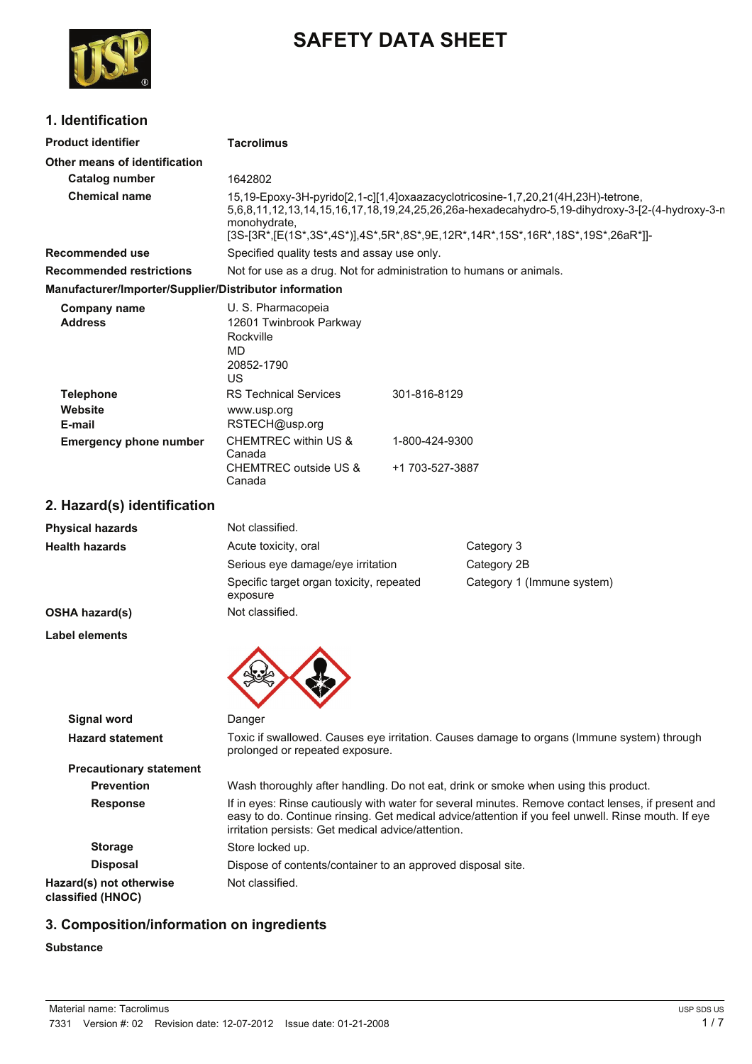# SAFETY DATA SHEET

## 1. Identification

| | |
|---|---|
| **Product identifier** | **Tacrolimus** |
| **Other means of identification** | |
| **Catalog number** | 1642802 |
| **Chemical name** | 15,19-Epoxy-3H-pyrido[2,1-c][1,4]oxaazacyclotricosine-1,7,20,21(4H,23H)-tetrone, 5,6,8,11,12,13,14,15,16,17,18,19,24,25,26,26a-hexadecahydro-5,19-dihydroxy-3-[2-(4-hydroxy-3-n monohydrate, [3S-[3R*,[E(1S*,3S*,4S*)],4S*,5R*,8S*,9E,12R*,14R*,15S*,16R*,18S*,19S*,26aR*]]- |
| **Recommended use** | Specified quality tests and assay use only. |
| **Recommended restrictions** | Not for use as a drug. Not for administration to humans or animals. |

**Manufacturer/Importer/Supplier/Distributor information**

| | | |
|---|---|---|
| **Company name** | U. S. Pharmacopeia | |
| **Address** | 12601 Twinbrook Parkway<br>Rockville<br>MD<br>20852-1790<br>US | |
| **Telephone** | RS Technical Services | 301-816-8129 |
| **Website** | www.usp.org | |
| **E-mail** | RSTECH@usp.org | |
| **Emergency phone number** | CHEMTREC within US & Canada | 1-800-424-9300 |
| | CHEMTREC outside US & Canada | +1 703-527-3887 |

## 2. Hazard(s) identification

| | | |
|---|---|---|
| **Physical hazards** | Not classified. | |
| **Health hazards** | Acute toxicity, oral | Category 3 |
| | Serious eye damage/eye irritation | Category 2B |
| | Specific target organ toxicity, repeated exposure | Category 1 (Immune system) |
| **OSHA hazard(s)** | Not classified. | |

**Label elements**

| | |
|---|---|
| **Signal word** | Danger |
| **Hazard statement** | Toxic if swallowed. Causes eye irritation. Causes damage to organs (Immune system) through prolonged or repeated exposure. |
| **Precautionary statement** | |
| **Prevention** | Wash thoroughly after handling. Do not eat, drink or smoke when using this product. |
| **Response** | If in eyes: Rinse cautiously with water for several minutes. Remove contact lenses, if present and easy to do. Continue rinsing. Get medical advice/attention if you feel unwell. Rinse mouth. If eye irritation persists: Get medical advice/attention. |
| **Storage** | Store locked up. |
| **Disposal** | Dispose of contents/container to an approved disposal site. |
| **Hazard(s) not otherwise classified (HNOC)** | Not classified. |

## 3. Composition/information on ingredients

**Substance**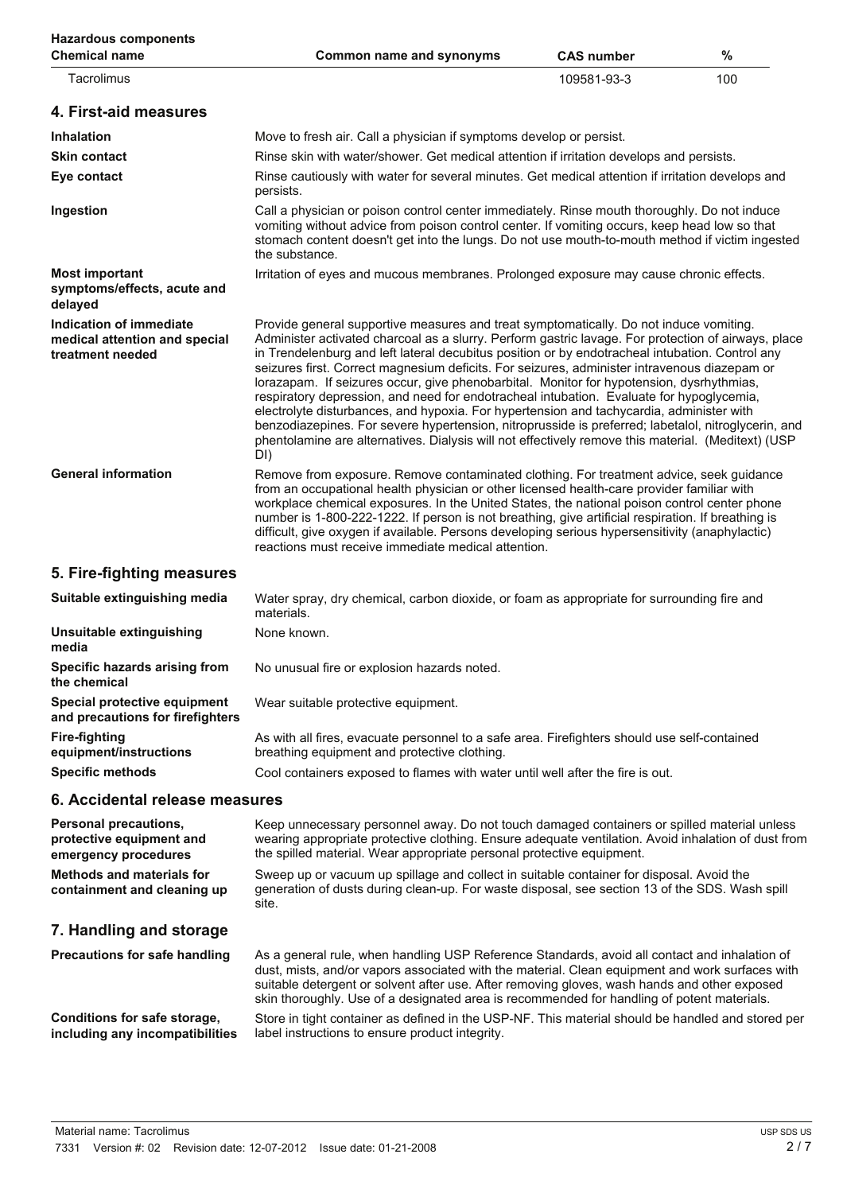**Hazardous components**

| Chemical name | Common name and synonyms | CAS number | % |
|---|---|---|---|
| Tacrolimus | | 109581-93-3 | 100 |

## 4. First-aid measures

| | |
|---|---|
| **Inhalation** | Move to fresh air. Call a physician if symptoms develop or persist. |
| **Skin contact** | Rinse skin with water/shower. Get medical attention if irritation develops and persists. |
| **Eye contact** | Rinse cautiously with water for several minutes. Get medical attention if irritation develops and persists. |
| **Ingestion** | Call a physician or poison control center immediately. Rinse mouth thoroughly. Do not induce vomiting without advice from poison control center. If vomiting occurs, keep head low so that stomach content doesn't get into the lungs. Do not use mouth-to-mouth method if victim ingested the substance. |
| **Most important symptoms/effects, acute and delayed** | Irritation of eyes and mucous membranes. Prolonged exposure may cause chronic effects. |
| **Indication of immediate medical attention and special treatment needed** | Provide general supportive measures and treat symptomatically. Do not induce vomiting. Administer activated charcoal as a slurry. Perform gastric lavage. For protection of airways, place in Trendelenburg and left lateral decubitus position or by endotracheal intubation. Control any seizures first. Correct magnesium deficits. For seizures, administer intravenous diazepam or lorazapam. If seizures occur, give phenobarbital. Monitor for hypotension, dysrhythmias, respiratory depression, and need for endotracheal intubation. Evaluate for hypoglycemia, electrolyte disturbances, and hypoxia. For hypertension and tachycardia, administer with benzodiazepines. For severe hypertension, nitroprusside is preferred; labetalol, nitroglycerin, and phentolamine are alternatives. Dialysis will not effectively remove this material. (Meditext) (USP DI) |
| **General information** | Remove from exposure. Remove contaminated clothing. For treatment advice, seek guidance from an occupational health physician or other licensed health-care provider familiar with workplace chemical exposures. In the United States, the national poison control center phone number is 1-800-222-1222. If person is not breathing, give artificial respiration. If breathing is difficult, give oxygen if available. Persons developing serious hypersensitivity (anaphylactic) reactions must receive immediate medical attention. |

## 5. Fire-fighting measures

| | |
|---|---|
| **Suitable extinguishing media** | Water spray, dry chemical, carbon dioxide, or foam as appropriate for surrounding fire and materials. |
| **Unsuitable extinguishing media** | None known. |
| **Specific hazards arising from the chemical** | No unusual fire or explosion hazards noted. |
| **Special protective equipment and precautions for firefighters** | Wear suitable protective equipment. |
| **Fire-fighting equipment/instructions** | As with all fires, evacuate personnel to a safe area. Firefighters should use self-contained breathing equipment and protective clothing. |
| **Specific methods** | Cool containers exposed to flames with water until well after the fire is out. |

## 6. Accidental release measures

| | |
|---|---|
| **Personal precautions, protective equipment and emergency procedures** | Keep unnecessary personnel away. Do not touch damaged containers or spilled material unless wearing appropriate protective clothing. Ensure adequate ventilation. Avoid inhalation of dust from the spilled material. Wear appropriate personal protective equipment. |
| **Methods and materials for containment and cleaning up** | Sweep up or vacuum up spillage and collect in suitable container for disposal. Avoid the generation of dusts during clean-up. For waste disposal, see section 13 of the SDS. Wash spill site. |

## 7. Handling and storage

| | |
|---|---|
| **Precautions for safe handling** | As a general rule, when handling USP Reference Standards, avoid all contact and inhalation of dust, mists, and/or vapors associated with the material. Clean equipment and work surfaces with suitable detergent or solvent after use. After removing gloves, wash hands and other exposed skin thoroughly. Use of a designated area is recommended for handling of potent materials. |
| **Conditions for safe storage, including any incompatibilities** | Store in tight container as defined in the USP-NF. This material should be handled and stored per label instructions to ensure product integrity. |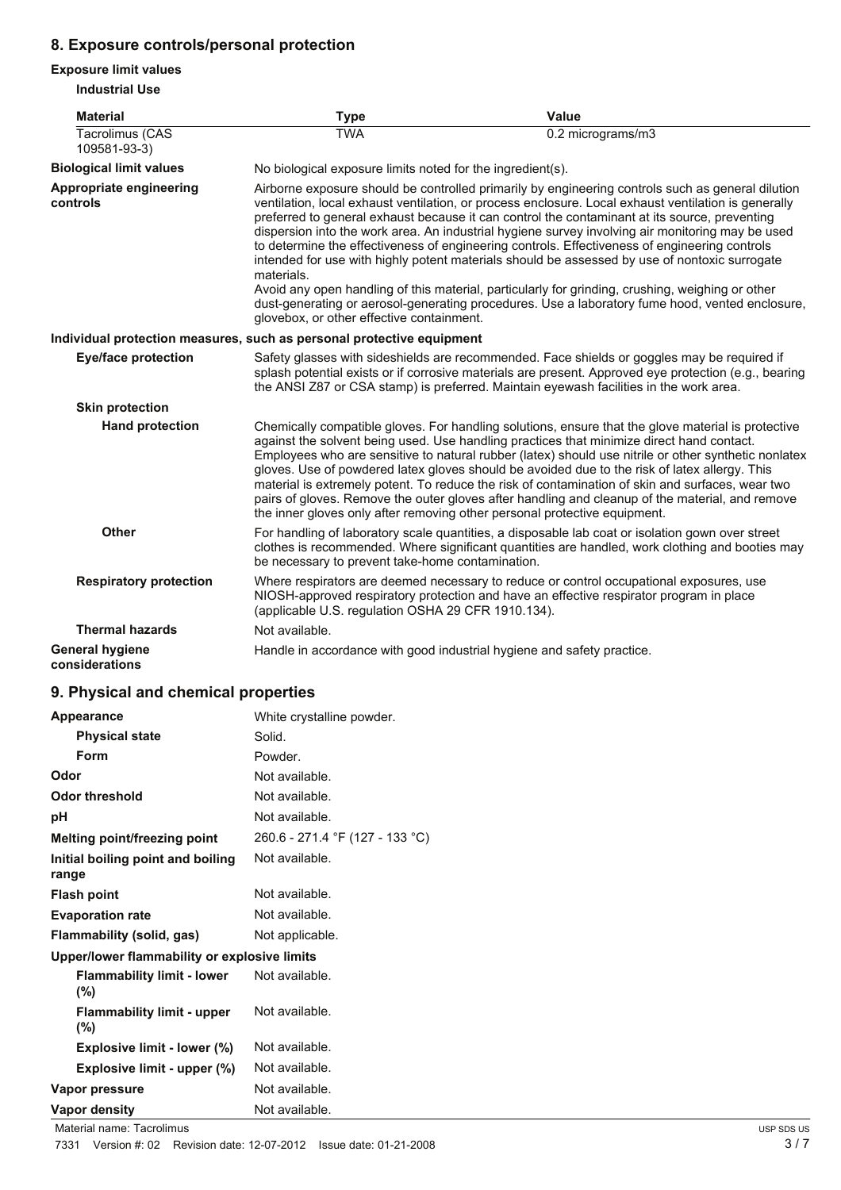## 8. Exposure controls/personal protection

### Exposure limit values

**Industrial Use**

| Material | Type | Value |
|---|---|---|
| Tacrolimus (CAS 109581-93-3) | TWA | 0.2 micrograms/m3 |

**Biological limit values**

No biological exposure limits noted for the ingredient(s).

**Appropriate engineering controls**

Airborne exposure should be controlled primarily by engineering controls such as general dilution ventilation, local exhaust ventilation, or process enclosure. Local exhaust ventilation is generally preferred to general exhaust because it can control the contaminant at its source, preventing dispersion into the work area. An industrial hygiene survey involving air monitoring may be used to determine the effectiveness of engineering controls. Effectiveness of engineering controls intended for use with highly potent materials should be assessed by use of nontoxic surrogate materials.

Avoid any open handling of this material, particularly for grinding, crushing, weighing or other dust-generating or aerosol-generating procedures. Use a laboratory fume hood, vented enclosure, glovebox, or other effective containment.

### Individual protection measures, such as personal protective equipment

**Eye/face protection**

Safety glasses with sideshields are recommended. Face shields or goggles may be required if splash potential exists or if corrosive materials are present. Approved eye protection (e.g., bearing the ANSI Z87 or CSA stamp) is preferred. Maintain eyewash facilities in the work area.

**Skin protection**

**Hand protection**

Chemically compatible gloves. For handling solutions, ensure that the glove material is protective against the solvent being used. Use handling practices that minimize direct hand contact. Employees who are sensitive to natural rubber (latex) should use nitrile or other synthetic nonlatex gloves. Use of powdered latex gloves should be avoided due to the risk of latex allergy. This material is extremely potent. To reduce the risk of contamination of skin and surfaces, wear two pairs of gloves. Remove the outer gloves after handling and cleanup of the material, and remove the inner gloves only after removing other personal protective equipment.

**Other**

For handling of laboratory scale quantities, a disposable lab coat or isolation gown over street clothes is recommended. Where significant quantities are handled, work clothing and booties may be necessary to prevent take-home contamination.

**Respiratory protection**

Where respirators are deemed necessary to reduce or control occupational exposures, use NIOSH-approved respiratory protection and have an effective respirator program in place (applicable U.S. regulation OSHA 29 CFR 1910.134).

**Thermal hazards**

Not available.

**General hygiene considerations**

Handle in accordance with good industrial hygiene and safety practice.

## 9. Physical and chemical properties

| Property | Value |
|---|---|
| **Appearance** | White crystalline powder. |
| **Physical state** | Solid. |
| **Form** | Powder. |
| **Odor** | Not available. |
| **Odor threshold** | Not available. |
| **pH** | Not available. |
| **Melting point/freezing point** | 260.6 - 271.4 °F (127 - 133 °C) |
| **Initial boiling point and boiling range** | Not available. |
| **Flash point** | Not available. |
| **Evaporation rate** | Not available. |
| **Flammability (solid, gas)** | Not applicable. |
| **Upper/lower flammability or explosive limits** | |
| **Flammability limit - lower (%)** | Not available. |
| **Flammability limit - upper (%)** | Not available. |
| **Explosive limit - lower (%)** | Not available. |
| **Explosive limit - upper (%)** | Not available. |
| **Vapor pressure** | Not available. |
| **Vapor density** | Not available. |

Material name: Tacrolimus

7331 Version #: 02 Revision date: 12-07-2012 Issue date: 01-21-2008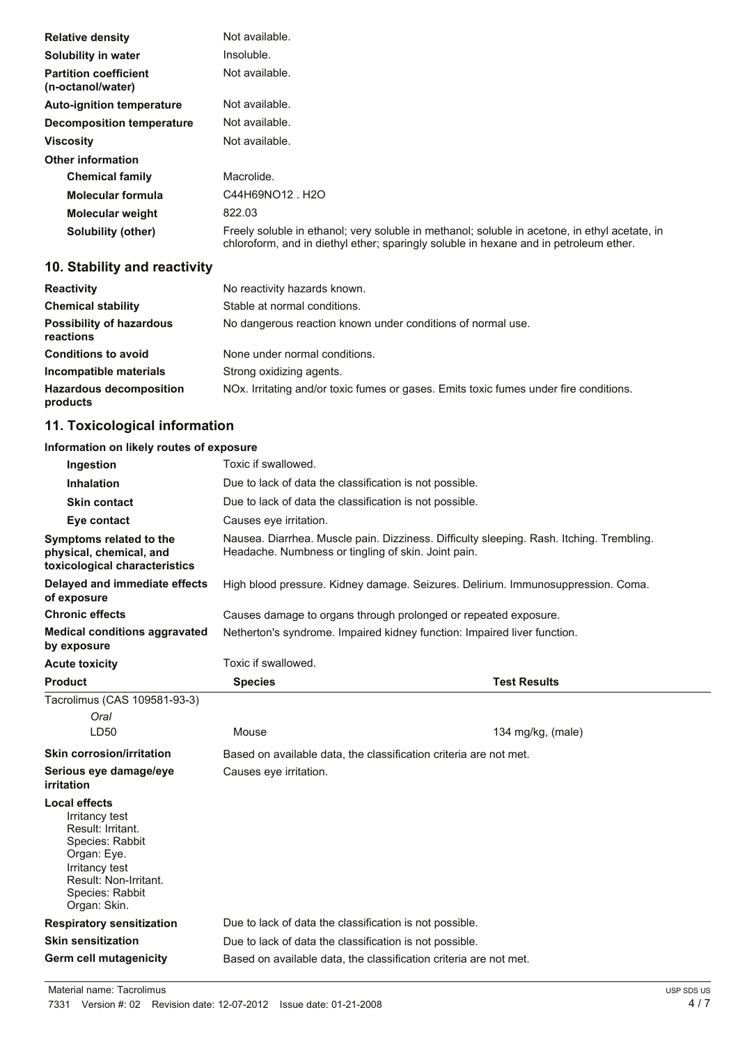| | |
|---|---|
| **Relative density** | Not available. |
| **Solubility in water** | Insoluble. |
| **Partition coefficient (n-octanol/water)** | Not available. |
| **Auto-ignition temperature** | Not available. |
| **Decomposition temperature** | Not available. |
| **Viscosity** | Not available. |
| **Other information** | |
| **Chemical family** | Macrolide. |
| **Molecular formula** | $C_{44}H_{69}NO_{12} . H_2O$ |
| **Molecular weight** | 822.03 |
| **Solubility (other)** | Freely soluble in ethanol; very soluble in methanol; soluble in acetone, in ethyl acetate, in chloroform, and in diethyl ether; sparingly soluble in hexane and in petroleum ether. |

## 10. Stability and reactivity

| | |
|---|---|
| **Reactivity** | No reactivity hazards known. |
| **Chemical stability** | Stable at normal conditions. |
| **Possibility of hazardous reactions** | No dangerous reaction known under conditions of normal use. |
| **Conditions to avoid** | None under normal conditions. |
| **Incompatible materials** | Strong oxidizing agents. |
| **Hazardous decomposition products** | NOx. Irritating and/or toxic fumes or gases. Emits toxic fumes under fire conditions. |

## 11. Toxicological information

**Information on likely routes of exposure**

| | |
|---|---|
| **Ingestion** | Toxic if swallowed. |
| **Inhalation** | Due to lack of data the classification is not possible. |
| **Skin contact** | Due to lack of data the classification is not possible. |
| **Eye contact** | Causes eye irritation. |
| **Symptoms related to the physical, chemical, and toxicological characteristics** | Nausea. Diarrhea. Muscle pain. Dizziness. Difficulty sleeping. Rash. Itching. Trembling. Headache. Numbness or tingling of skin. Joint pain. |
| **Delayed and immediate effects of exposure** | High blood pressure. Kidney damage. Seizures. Delirium. Immunosuppression. Coma. |
| **Chronic effects** | Causes damage to organs through prolonged or repeated exposure. |
| **Medical conditions aggravated by exposure** | Netherton's syndrome. Impaired kidney function: Impaired liver function. |
| **Acute toxicity** | Toxic if swallowed. |

| Product | Species | Test Results |
|---|---|---|
| Tacrolimus (CAS 109581-93-3) | | |
| *Oral* | | |
| LD50 | Mouse | 134 mg/kg, (male) |

| | |
|---|---|
| **Skin corrosion/irritation** | Based on available data, the classification criteria are not met. |
| **Serious eye damage/eye irritation** | Causes eye irritation. |

**Local effects**
Irritancy test
Result: Irritant.
Species: Rabbit
Organ: Eye.
Irritancy test
Result: Non-Irritant.
Species: Rabbit
Organ: Skin.

| | |
|---|---|
| **Respiratory sensitization** | Due to lack of data the classification is not possible. |
| **Skin sensitization** | Due to lack of data the classification is not possible. |
| **Germ cell mutagenicity** | Based on available data, the classification criteria are not met. |

Material name: Tacrolimus
7331 Version #: 02 Revision date: 12-07-2012 Issue date: 01-21-2008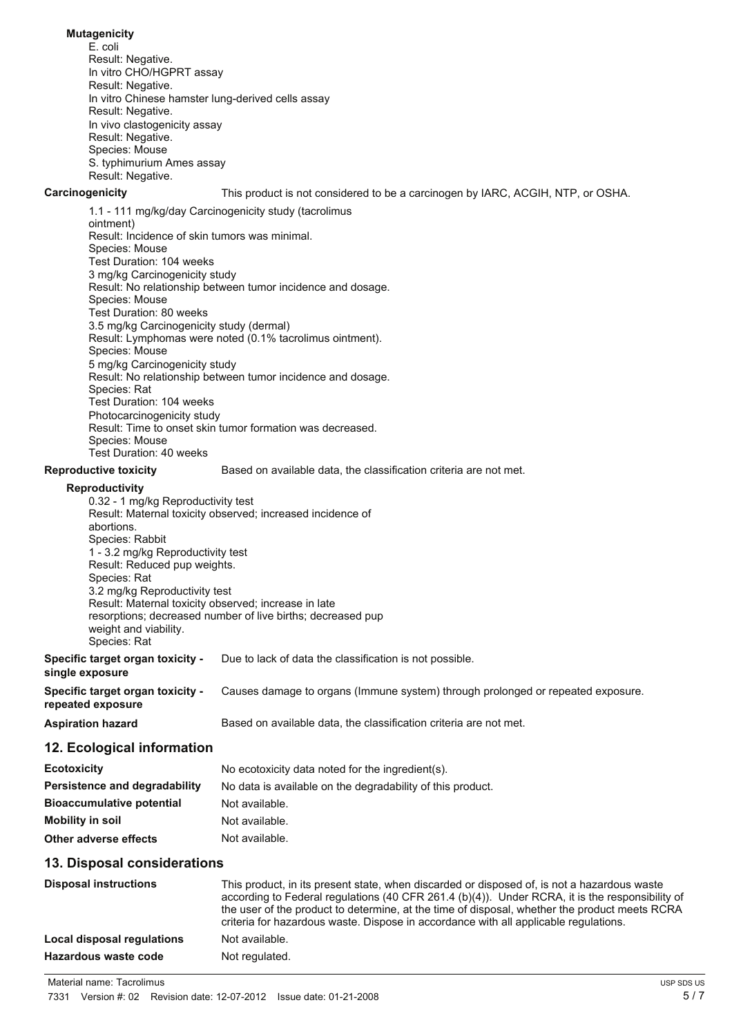**Mutagenicity**

E. coli
Result: Negative.
In vitro CHO/HGPRT assay
Result: Negative.
In vitro Chinese hamster lung-derived cells assay
Result: Negative.
In vivo clastogenicity assay
Result: Negative.
Species: Mouse
S. typhimurium Ames assay
Result: Negative.

**Carcinogenicity** This product is not considered to be a carcinogen by IARC, ACGIH, NTP, or OSHA.

1.1 - 111 mg/kg/day Carcinogenicity study (tacrolimus ointment)
Result: Incidence of skin tumors was minimal.
Species: Mouse
Test Duration: 104 weeks
3 mg/kg Carcinogenicity study
Result: No relationship between tumor incidence and dosage.
Species: Mouse
Test Duration: 80 weeks
3.5 mg/kg Carcinogenicity study (dermal)
Result: Lymphomas were noted (0.1% tacrolimus ointment).
Species: Mouse
5 mg/kg Carcinogenicity study
Result: No relationship between tumor incidence and dosage.
Species: Rat
Test Duration: 104 weeks
Photocarcinogenicity study
Result: Time to onset skin tumor formation was decreased.
Species: Mouse
Test Duration: 40 weeks

**Reproductive toxicity** Based on available data, the classification criteria are not met.

**Reproductivity**

0.32 - 1 mg/kg Reproductivity test
Result: Maternal toxicity observed; increased incidence of abortions.
Species: Rabbit
1 - 3.2 mg/kg Reproductivity test
Result: Reduced pup weights.
Species: Rat
3.2 mg/kg Reproductivity test
Result: Maternal toxicity observed; increase in late resorptions; decreased number of live births; decreased pup weight and viability.
Species: Rat

**Specific target organ toxicity - single exposure** Due to lack of data the classification is not possible.

**Specific target organ toxicity - repeated exposure** Causes damage to organs (Immune system) through prolonged or repeated exposure.

**Aspiration hazard** Based on available data, the classification criteria are not met.

## 12. Ecological information

**Ecotoxicity** No ecotoxicity data noted for the ingredient(s).

**Persistence and degradability** No data is available on the degradability of this product.

**Bioaccumulative potential** Not available.

**Mobility in soil** Not available.

**Other adverse effects** Not available.

## 13. Disposal considerations

**Disposal instructions** This product, in its present state, when discarded or disposed of, is not a hazardous waste according to Federal regulations (40 CFR 261.4 (b)(4)). Under RCRA, it is the responsibility of the user of the product to determine, at the time of disposal, whether the product meets RCRA criteria for hazardous waste. Dispose in accordance with all applicable regulations.

**Local disposal regulations** Not available.

**Hazardous waste code** Not regulated.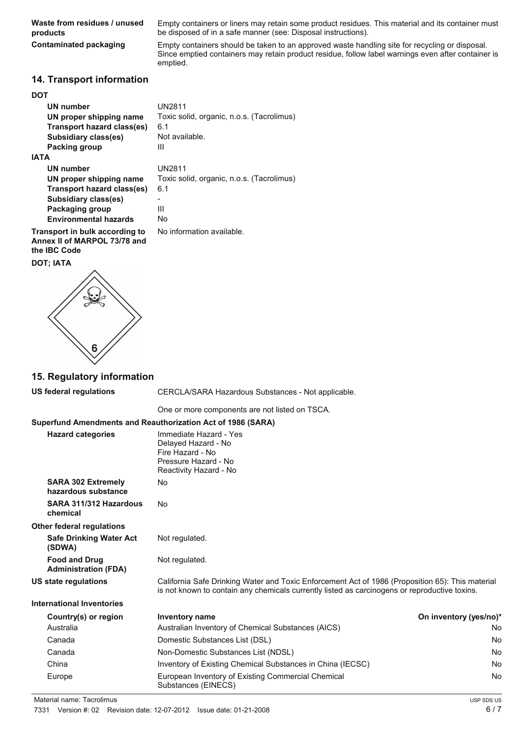| | |
|---|---|
| **Waste from residues / unused products** | Empty containers or liners may retain some product residues. This material and its container must be disposed of in a safe manner (see: Disposal instructions). |
| **Contaminated packaging** | Empty containers should be taken to an approved waste handling site for recycling or disposal. Since emptied containers may retain product residue, follow label warnings even after container is emptied. |

## 14. Transport information

**DOT**

| | |
|---|---|
| **UN number** | UN2811 |
| **UN proper shipping name** | Toxic solid, organic, n.o.s. (Tacrolimus) |
| **Transport hazard class(es)** | 6.1 |
| **Subsidiary class(es)** | Not available. |
| **Packing group** | III |

**IATA**

| | |
|---|---|
| **UN number** | UN2811 |
| **UN proper shipping name** | Toxic solid, organic, n.o.s. (Tacrolimus) |
| **Transport hazard class(es)** | 6.1 |
| **Subsidiary class(es)** | - |
| **Packaging group** | III |
| **Environmental hazards** | No |

| | |
|---|---|
| **Transport in bulk according to Annex II of MARPOL 73/78 and the IBC Code** | No information available. |

**DOT; IATA**

## 15. Regulatory information

| | |
|---|---|
| **US federal regulations** | CERCLA/SARA Hazardous Substances - Not applicable. |
| | One or more components are not listed on TSCA. |

**Superfund Amendments and Reauthorization Act of 1986 (SARA)**

| | |
|---|---|
| **Hazard categories** | Immediate Hazard - Yes<br>Delayed Hazard - No<br>Fire Hazard - No<br>Pressure Hazard - No<br>Reactivity Hazard - No |
| **SARA 302 Extremely hazardous substance** | No |
| **SARA 311/312 Hazardous chemical** | No |

**Other federal regulations**

| | |
|---|---|
| **Safe Drinking Water Act (SDWA)** | Not regulated. |
| **Food and Drug Administration (FDA)** | Not regulated. |
| **US state regulations** | California Safe Drinking Water and Toxic Enforcement Act of 1986 (Proposition 65): This material is not known to contain any chemicals currently listed as carcinogens or reproductive toxins. |

**International Inventories**

| Country(s) or region | Inventory name | On inventory (yes/no)* |
|---|---|---|
| Australia | Australian Inventory of Chemical Substances (AICS) | No |
| Canada | Domestic Substances List (DSL) | No |
| Canada | Non-Domestic Substances List (NDSL) | No |
| China | Inventory of Existing Chemical Substances in China (IECSC) | No |
| Europe | European Inventory of Existing Commercial Chemical Substances (EINECS) | No |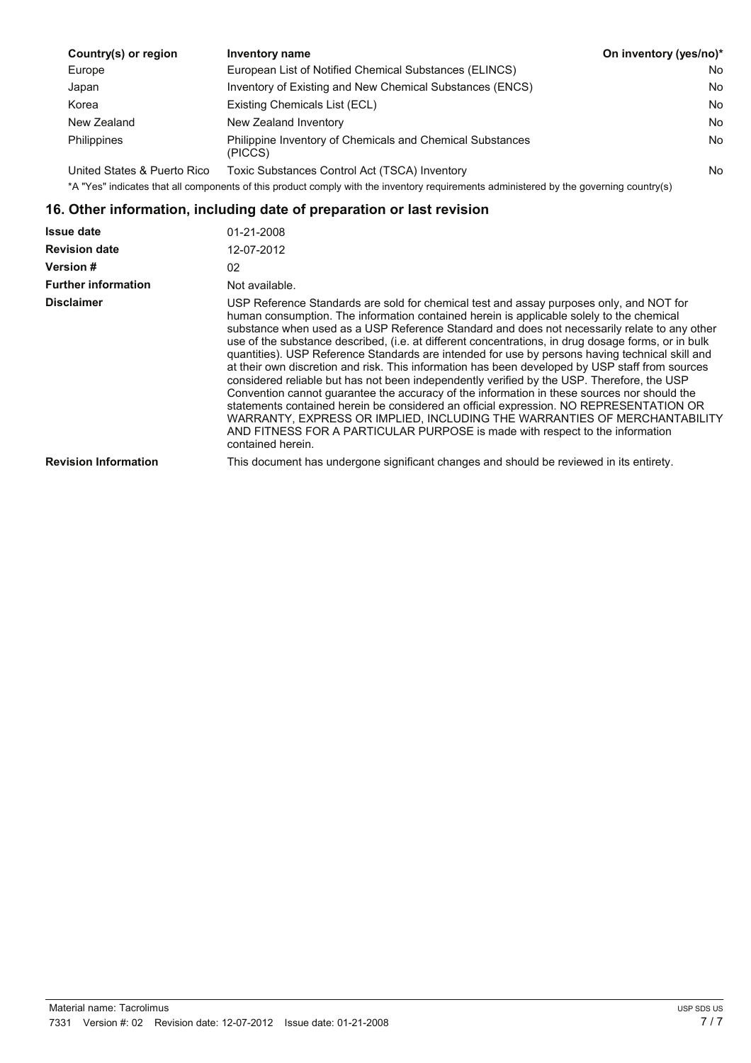| Country(s) or region | Inventory name | On inventory (yes/no)* |
| --- | --- | --- |
| Europe | European List of Notified Chemical Substances (ELINCS) | No |
| Japan | Inventory of Existing and New Chemical Substances (ENCS) | No |
| Korea | Existing Chemicals List (ECL) | No |
| New Zealand | New Zealand Inventory | No |
| Philippines | Philippine Inventory of Chemicals and Chemical Substances (PICCS) | No |
| United States & Puerto Rico | Toxic Substances Control Act (TSCA) Inventory | No |

*A "Yes" indicates that all components of this product comply with the inventory requirements administered by the governing country(s)

## 16. Other information, including date of preparation or last revision

**Issue date** 01-21-2008

**Revision date** 12-07-2012

**Version #** 02

**Further information** Not available.

**Disclaimer** USP Reference Standards are sold for chemical test and assay purposes only, and NOT for human consumption. The information contained herein is applicable solely to the chemical substance when used as a USP Reference Standard and does not necessarily relate to any other use of the substance described, (i.e. at different concentrations, in drug dosage forms, or in bulk quantities). USP Reference Standards are intended for use by persons having technical skill and at their own discretion and risk. This information has been developed by USP staff from sources considered reliable but has not been independently verified by the USP. Therefore, the USP Convention cannot guarantee the accuracy of the information in these sources nor should the statements contained herein be considered an official expression. NO REPRESENTATION OR WARRANTY, EXPRESS OR IMPLIED, INCLUDING THE WARRANTIES OF MERCHANTABILITY AND FITNESS FOR A PARTICULAR PURPOSE is made with respect to the information contained herein.

**Revision Information** This document has undergone significant changes and should be reviewed in its entirety.